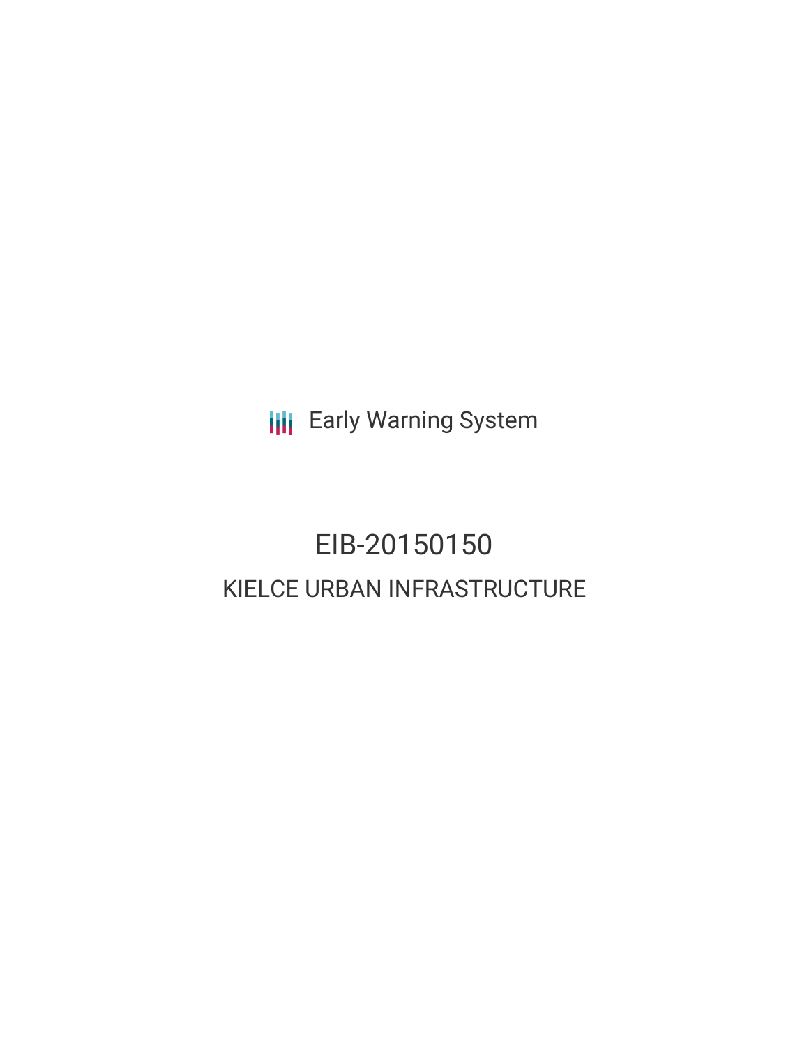Early Warning System

# EIB-20150150

## KIELCE URBAN INFRASTRUCTURE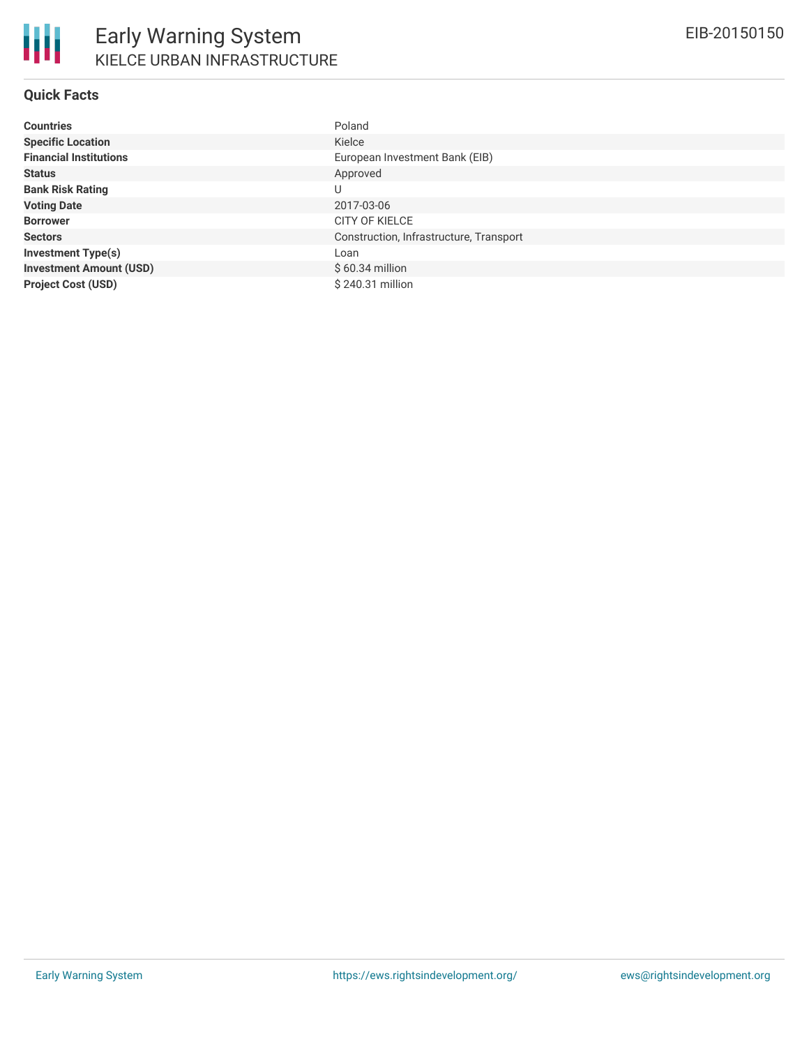# Early Warning System

## KIELCE URBAN INFRASTRUCTURE

EIB-20150150

### Quick Facts

| | |
|---|---|
| **Countries** | Poland |
| **Specific Location** | Kielce |
| **Financial Institutions** | European Investment Bank (EIB) |
| **Status** | Approved |
| **Bank Risk Rating** | U |
| **Voting Date** | 2017-03-06 |
| **Borrower** | CITY OF KIELCE |
| **Sectors** | Construction, Infrastructure, Transport |
| **Investment Type(s)** | Loan |
| **Investment Amount (USD)** | $ 60.34 million |
| **Project Cost (USD)** | $ 240.31 million |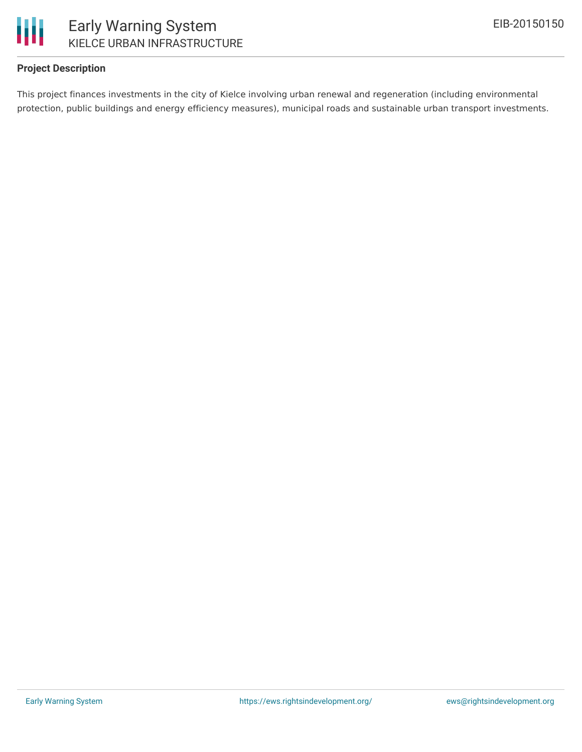# Project Description

This project finances investments in the city of Kielce involving urban renewal and regeneration (including environmental protection, public buildings and energy efficiency measures), municipal roads and sustainable urban transport investments.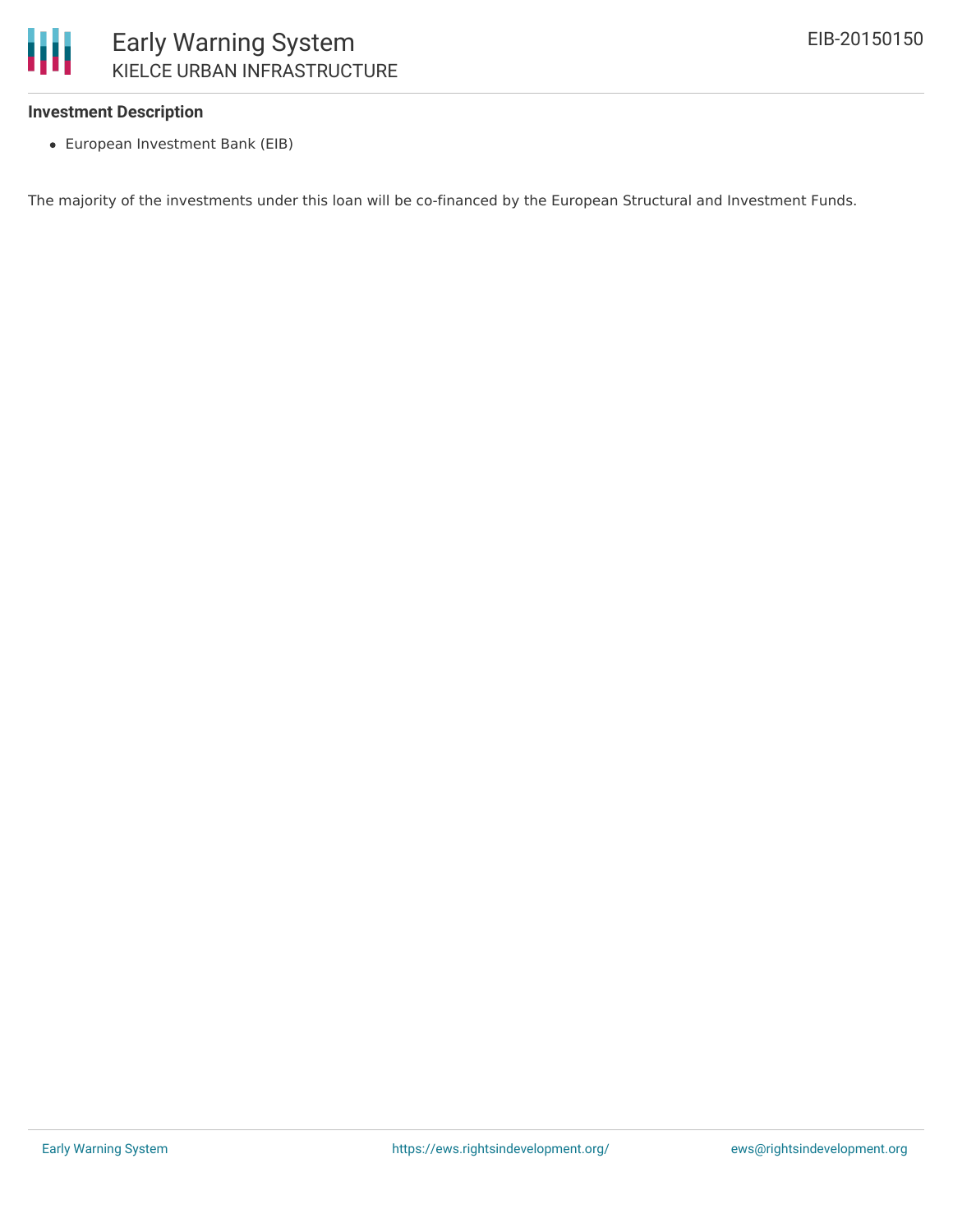**Investment Description**

- European Investment Bank (EIB)

The majority of the investments under this loan will be co-financed by the European Structural and Investment Funds.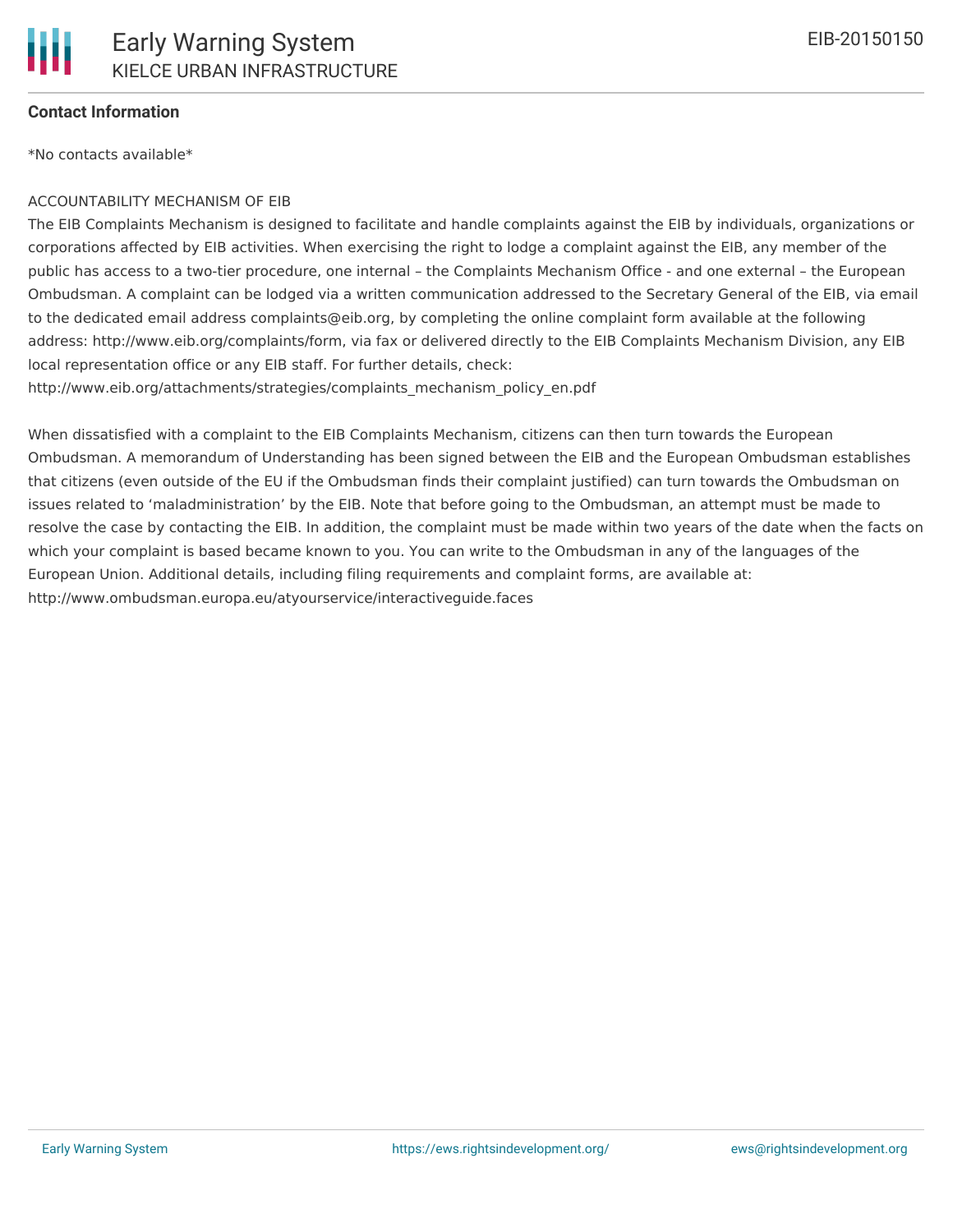**Contact Information**

*No contacts available*

ACCOUNTABILITY MECHANISM OF EIB

The EIB Complaints Mechanism is designed to facilitate and handle complaints against the EIB by individuals, organizations or corporations affected by EIB activities. When exercising the right to lodge a complaint against the EIB, any member of the public has access to a two-tier procedure, one internal – the Complaints Mechanism Office - and one external – the European Ombudsman. A complaint can be lodged via a written communication addressed to the Secretary General of the EIB, via email to the dedicated email address complaints@eib.org, by completing the online complaint form available at the following address: http://www.eib.org/complaints/form, via fax or delivered directly to the EIB Complaints Mechanism Division, any EIB local representation office or any EIB staff. For further details, check: http://www.eib.org/attachments/strategies/complaints_mechanism_policy_en.pdf

When dissatisfied with a complaint to the EIB Complaints Mechanism, citizens can then turn towards the European Ombudsman. A memorandum of Understanding has been signed between the EIB and the European Ombudsman establishes that citizens (even outside of the EU if the Ombudsman finds their complaint justified) can turn towards the Ombudsman on issues related to 'maladministration' by the EIB. Note that before going to the Ombudsman, an attempt must be made to resolve the case by contacting the EIB. In addition, the complaint must be made within two years of the date when the facts on which your complaint is based became known to you. You can write to the Ombudsman in any of the languages of the European Union. Additional details, including filing requirements and complaint forms, are available at: http://www.ombudsman.europa.eu/atyourservice/interactiveguide.faces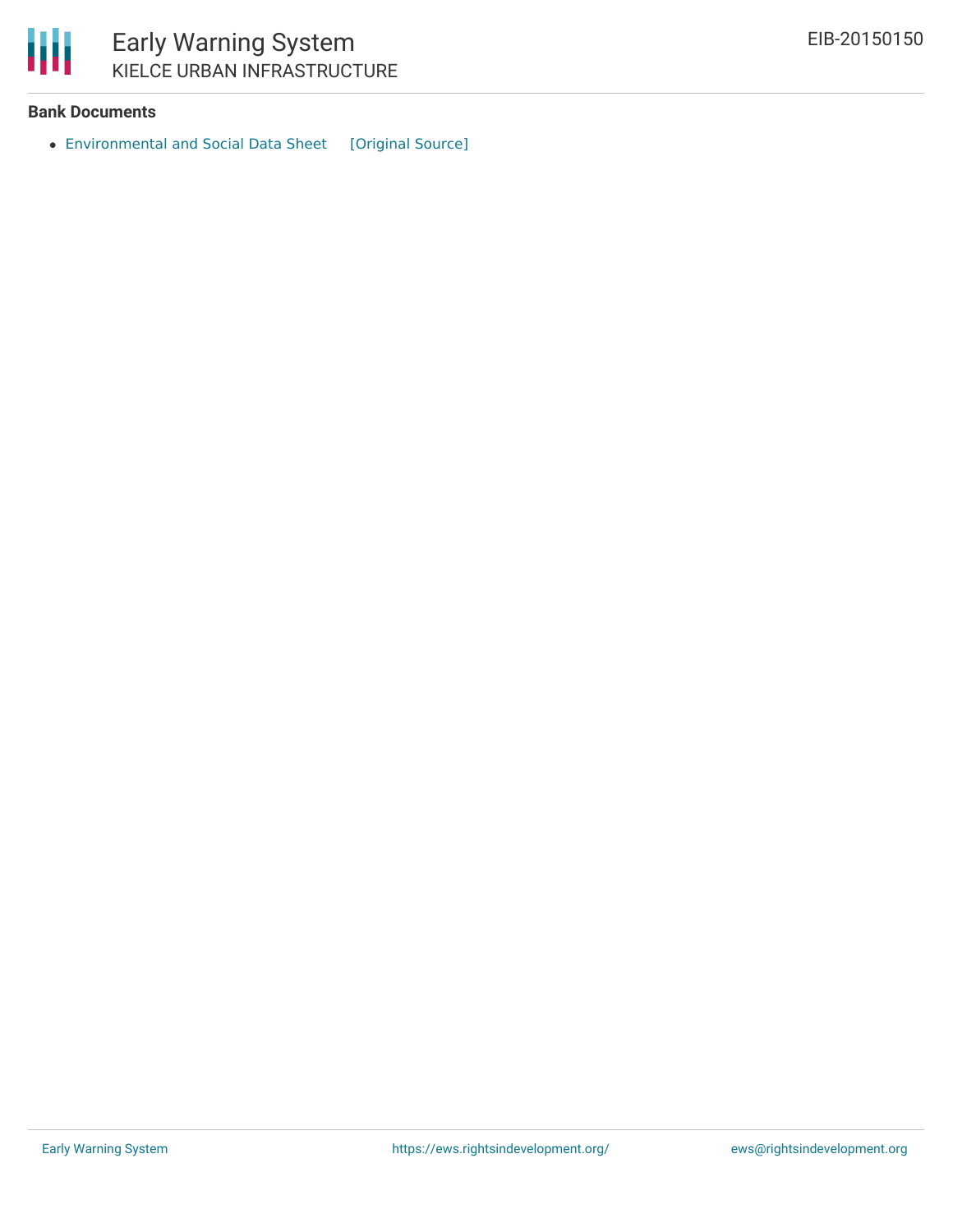**Bank Documents**

- Environmental and Social Data Sheet [Original Source]